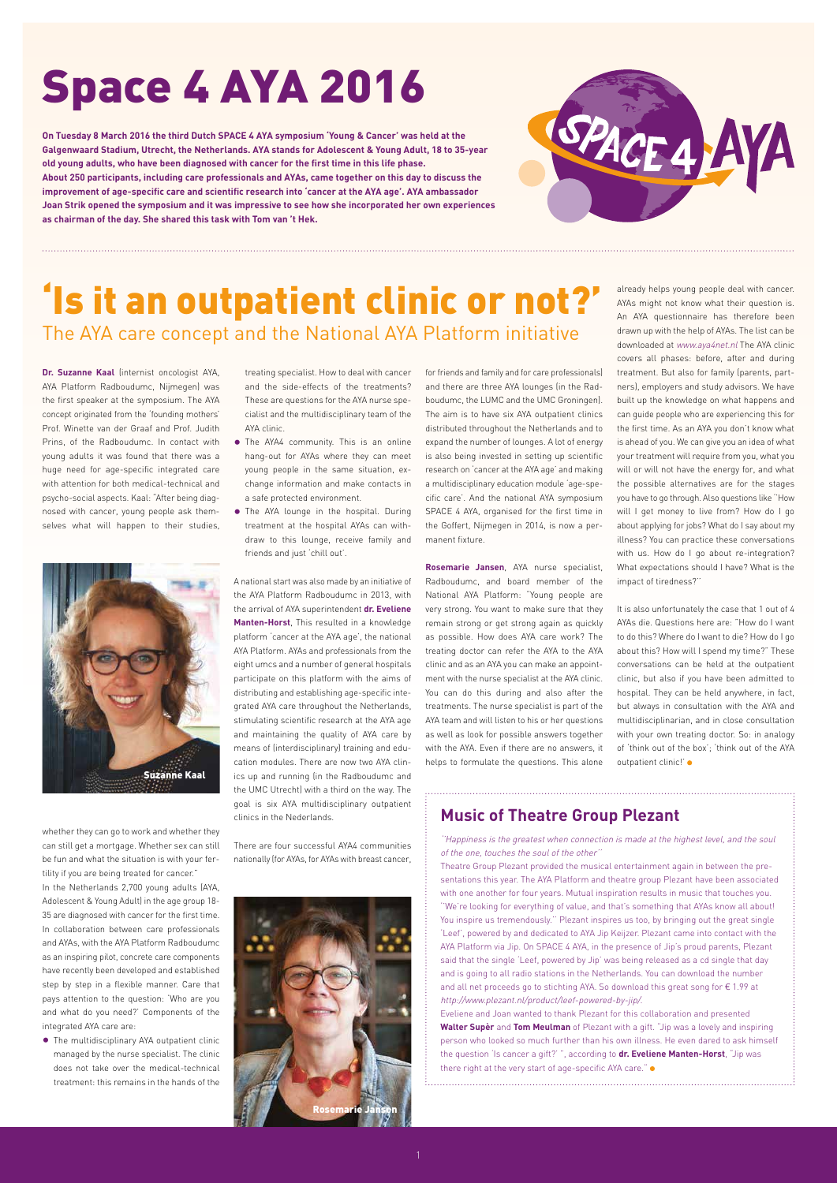# Space 4 AYA 2016

**On Tuesday 8 March 2016 the third Dutch SPACE 4 AYA symposium 'Young & Cancer' was held at the Galgenwaard Stadium, Utrecht, the Netherlands. AYA stands for Adolescent & Young Adult, 18 to 35-year old young adults, who have been diagnosed with cancer for the first time in this life phase. About 250 participants, including care professionals and AYAs, came together on this day to discuss the improvement of age-specific care and scientific research into 'cancer at the AYA age'. AYA ambassador Joan Strik opened the symposium and it was impressive to see how she incorporated her own experiences as chairman of the day. She shared this task with Tom van 't Hek.**

## 'Is it an outpatient clinic or not?'

### The AYA care concept and the National AYA Platform initiative

**Dr. Suzanne Kaal** (internist oncologist AYA, AYA Platform Radboudumc, Nijmegen) was the first speaker at the symposium. The AYA concept originated from the 'founding mothers' Prof. Winette van der Graaf and Prof. Judith Prins, of the Radboudumc. In contact with young adults it was found that there was a huge need for age-specific integrated care with attention for both medical-technical and psycho-social aspects. Kaal: "After being diagnosed with cancer, young people ask themselves what will happen to their studies, whether they can go to work and whether they can still get a mortgage. Whether sex can still be fun and what the situation is with your fertility if you are being treated for cancer."

Suzanne Kaal

In the Netherlands 2,700 young adults (AYA, Adolescent & Young Adult) in the age group 18-35 are diagnosed with cancer for the first time. In collaboration between care professionals and AYAs, with the AYA Platform Radboudumc as an inspiring pilot, concrete care components have recently been developed and established step by step in a flexible manner. Care that pays attention to the question: 'Who are you and what do you need?' Components of the integrated AYA care are:

- The multidisciplinary AYA outpatient clinic managed by the nurse specialist. The clinic does not take over the medical-technical treatment: this remains in the hands of the treating specialist. How to deal with cancer and the side-effects of the treatments? These are questions for the AYA nurse specialist and the multidisciplinary team of the AYA clinic.
- The AYA4 community. This is an online hang-out for AYAs where they can meet young people in the same situation, exchange information and make contacts in a safe protected environment.
- The AYA lounge in the hospital. During treatment at the hospital AYAs can withdraw to this lounge, receive family and friends and just 'chill out'.

A national start was also made by an initiative of the AYA Platform Radboudumc in 2013, with the arrival of AYA superintendent **dr. Eveliene Manten-Horst**. This resulted in a knowledge platform 'cancer at the AYA age', the national AYA Platform. AYAs and professionals from the eight umcs and a number of general hospitals participate on this platform with the aims of distributing and establishing age-specific integrated AYA care throughout the Netherlands, stimulating scientific research at the AYA age and maintaining the quality of AYA care by means of (interdisciplinary) training and education modules. There are now two AYA clinics up and running (in the Radboudumc and the UMC Utrecht) with a third on the way. The goal is six AYA multidisciplinary outpatient clinics in the Nederlands.

There are four successful AYA4 communities nationally (for AYAs, for AYAs with breast cancer, for friends and family and for care professionals) and there are three AYA lounges (in the Radboudumc, the LUMC and the UMC Groningen). The aim is to have six AYA outpatient clinics distributed throughout the Netherlands and to expand the number of lounges. A lot of energy is also being invested in setting up scientific research on 'cancer at the AYA age' and making a multidisciplinary education module 'age-specific care'. And the national AYA symposium SPACE 4 AYA, organised for the first time in the Goffert, Nijmegen in 2014, is now a permanent fixture.

Rosemarie Jansen

**Rosemarie Jansen**, AYA nurse specialist, Radboudumc, and board member of the National AYA Platform: "Young people are very strong. You want to make sure that they remain strong or get strong again as quickly as possible. How does AYA care work? The treating doctor can refer the AYA to the AYA clinic and as an AYA you can make an appointment with the nurse specialist at the AYA clinic. You can do this during and also after the treatments. The nurse specialist is part of the AYA team and will listen to his or her questions as well as look for possible answers together with the AYA. Even if there are no answers, it helps to formulate the questions. This alone already helps young people deal with cancer. AYAs might not know what their question is. An AYA questionnaire has therefore been drawn up with the help of AYAs. The list can be downloaded at *www.aya4net.nl* The AYA clinic covers all phases: before, after and during treatment. But also for family (parents, partners), employers and study advisors. We have built up the knowledge on what happens and can guide people who are experiencing this for the first time. As an AYA you don't know what is ahead of you. We can give you an idea of what your treatment will require from you, what you will or will not have the energy for, and what the possible alternatives are for the stages you have to go through. Also questions like "How will I get money to live from? How do I go about applying for jobs? What do I say about my illness? You can practice these conversations with us. How do I go about re-integration? What expectations should I have? What is the impact of tiredness?"

It is also unfortunately the case that 1 out of 4 AYAs die. Questions here are: "How do I want to do this? Where do I want to die? How do I go about this? How will I spend my time?" These conversations can be held at the outpatient clinic, but also if you have been admitted to hospital. They can be held anywhere, in fact, but always in consultation with the AYA and multidisciplinarian, and in close consultation with your own treating doctor. So: in analogy of 'think out of the box'; 'think out of the AYA outpatient clinic!'

## Music of Theatre Group Plezant

*"Happiness is the greatest when connection is made at the highest level, and the soul of the one, touches the soul of the other"*

Theatre Group Plezant provided the musical entertainment again in between the presentations this year. The AYA Platform and theatre group Plezant have been associated with one another for four years. Mutual inspiration results in music that touches you. "We're looking for everything of value, and that's something that AYAs know all about! You inspire us tremendously." Plezant inspires us too, by bringing out the great single 'Leef', powered by and dedicated to AYA Jip Keijzer. Plezant came into contact with the AYA Platform via Jip. On SPACE 4 AYA, in the presence of Jip's proud parents, Plezant said that the single 'Leef, powered by Jip' was being released as a cd single that day and is going to all radio stations in the Netherlands. You can download the number and all net proceeds go to stichting AYA. So download this great song for € 1.99 at *http://www.plezant.nl/product/leef-powered-by-jip/*.

Eveliene and Joan wanted to thank Plezant for this collaboration and presented **Walter Supèr** and **Tom Meulman** of Plezant with a gift. "Jip was a lovely and inspiring person who looked so much further than his own illness. He even dared to ask himself the question 'Is cancer a gift?' ", according to **dr. Eveliene Manten-Horst**, "Jip was there right at the very start of age-specific AYA care."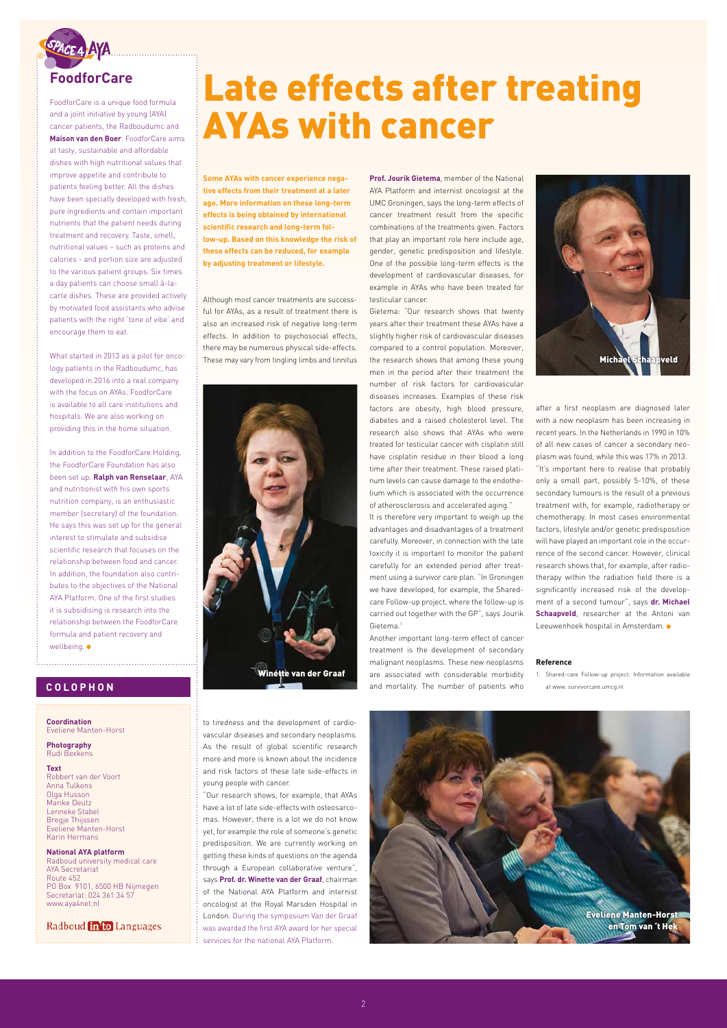# Late effects after treating AYAs with cancer

**Some AYAs with cancer experience negative effects from their treatment at a later age. More information on these long-term effects is being obtained by international scientific research and long-term follow-up. Based on this knowledge the risk of these effects can be reduced, for example by adjusting treatment or lifestyle.**

Although most cancer treatments are successful for AYAs, as a result of treatment there is also an increased risk of negative long-term effects. In addition to psychosocial effects, there may be numerous physical side-effects. These may vary from tingling limbs and tinnitus to tiredness and the development of cardiovascular diseases and secondary neoplasms. As the result of global scientific research more and more is known about the incidence and risk factors of these late side-effects in young people with cancer.

"Our research shows, for example, that AYAs have a lot of late side-effects with osteosarcomas. However, there is a lot we do not know yet, for example the role of someone's genetic predisposition. We are currently working on getting these kinds of questions on the agenda through a European collaborative venture", says **Prof. dr. Winette van der Graaf**, chairman of the National AYA Platform and internist oncologist at the Royal Marsden Hospital in London. During the symposium Van der Graaf was awarded the first AYA award for her special services for the national AYA Platform.

Winette van der Graaf

**Prof. Jourik Gietema**, member of the National AYA Platform and internist oncologist at the UMC Groningen, says the long-term effects of cancer treatment result from the specific combinations of the treatments given. Factors that play an important role here include age, gender, genetic predisposition and lifestyle. One of the possible long-term effects is the development of cardiovascular diseases, for example in AYAs who have been treated for testicular cancer.

Gietema: "Our research shows that twenty years after their treatment these AYAs have a slightly higher risk of cardiovascular diseases compared to a control population. Moreover, the research shows that among these young men in the period after their treatment the number of risk factors for cardiovascular diseases increases. Examples of these risk factors are obesity, high blood pressure, diabetes and a raised cholesterol level. The research also shows that AYAs who were treated for testicular cancer with cisplatin still have cisplatin residue in their blood a long time after their treatment. These raised platinum levels can cause damage to the endothelium which is associated with the occurrence of atherosclerosis and accelerated aging."

It is therefore very important to weigh up the advantages and disadvantages of a treatment carefully. Moreover, in connection with the late toxicity it is important to monitor the patient carefully for an extended period after treatment using a survivor care plan. "In Groningen we have developed, for example, the Shared-care Follow-up project, where the follow-up is carried out together with the GP", says Jourik Gietema.[1]

Another important long-term effect of cancer treatment is the development of secondary malignant neoplasms. These new neoplasms are associated with considerable morbidity and mortality. The number of patients who after a first neoplasm are diagnosed later with a new neoplasm has been increasing in recent years. In the Netherlands in 1990 in 10% of all new cases of cancer a secondary neoplasm was found, while this was 17% in 2013. "It's important here to realise that probably only a small part, possibly 5-10%, of these secondary tumours is the result of a previous treatment with, for example, radiotherapy or chemotherapy. In most cases environmental factors, lifestyle and/or genetic predisposition will have played an important role in the occurrence of the second cancer. However, clinical research shows that, for example, after radiotherapy within the radiation field there is a significantly increased risk of the development of a second tumour", says **dr. Michael Schaapveld**, researcher at the Antoni van Leeuwenhoek hospital in Amsterdam.

Michael Schaapveld

**Reference**

1. Shared-care Follow-up project. Information available at www. survivorcare.umcg.nl

Eveliene Manten-Horst en Tom van 't Hek

## FoodforCare

FoodforCare is a unique food formula and a joint initiative by young (AYA) cancer patients, the Radboudumc and **Maison van den Boer**. FoodforCare aims at tasty, sustainable and affordable dishes with high nutritional values that improve appetite and contribute to patients feeling better. All the dishes have been specially developed with fresh, pure ingredients and contain important nutrients that the patient needs during treatment and recovery. Taste, smell, nutritional values – such as proteins and calories - and portion size are adjusted to the various patient groups. Six times a day patients can choose small à-la-carte dishes. These are provided actively by motivated food assistants who advise patients with the right 'tone of vibe' and encourage them to eat.

What started in 2013 as a pilot for oncology patients in the Radboudumc, has developed in 2016 into a real company with the focus on AYAs. FoodforCare is available to all care institutions and hospitals. We are also working on providing this in the home situation.

In addition to the FoodforCare Holding, the FoodforCare Foundation has also been set up. **Ralph van Renselaar**, AYA and nutritionist with his own sports nutrition company, is an enthusiastic member (secretary) of the foundation. He says this was set up for the general interest to stimulate and subsidise scientific research that focuses on the relationship between food and cancer. In addition, the foundation also contributes to the objectives of the National AYA Platform. One of the first studies it is subsidising is research into the relationship between the FoodforCare formula and patient recovery and wellbeing.

## COLOPHON

**Coordination**
Eveliene Manten-Horst

**Photography**
Rudi Bexkens

**Text**
Robbert van der Voort
Anna Tulkens
Olga Husson
Marike Deutz
Lenneke Stabel
Bregje Thijssen
Eveliene Manten-Horst
Karin Hermans

**National AYA platform**
Radboud university medical care
AYA Secretariat
Route 452
PO Box 9101, 6500 HB Nijmegen
Secretariat: 024 361 34 57
www.aya4net.nl

Radboud in'to Languages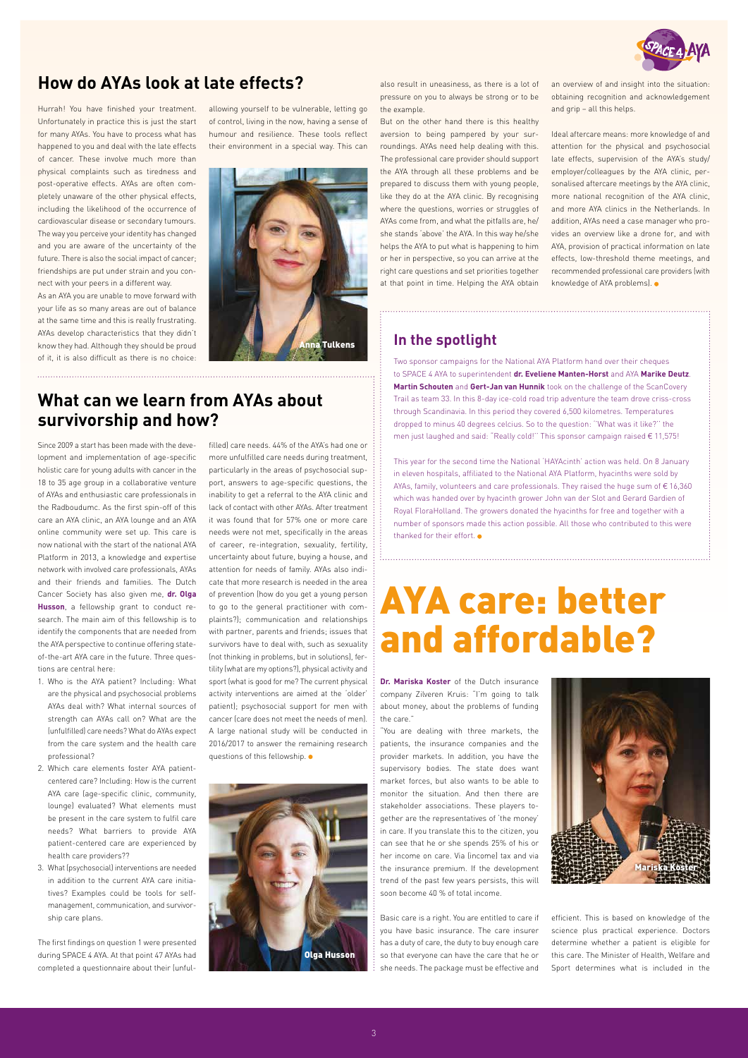## How do AYAs look at late effects?

Hurrah! You have finished your treatment. Unfortunately in practice this is just the start for many AYAs. You have to process what has happened to you and deal with the late effects of cancer. These involve much more than physical complaints such as tiredness and post-operative effects. AYAs are often completely unaware of the other physical effects, including the likelihood of the occurrence of cardiovascular disease or secondary tumours. The way you perceive your identity has changed and you are aware of the uncertainty of the future. There is also the social impact of cancer; friendships are put under strain and you connect with your peers in a different way.

As an AYA you are unable to move forward with your life as so many areas are out of balance at the same time and this is really frustrating. AYAs develop characteristics that they didn't know they had. Although they should be proud of it, it is also difficult as there is no choice: allowing yourself to be vulnerable, letting go of control, living in the now, having a sense of humour and resilience. These tools reflect their environment in a special way. This can also result in uneasiness, as there is a lot of pressure on you to always be strong or to be the example.

Anna Tulkens

But on the other hand there is this healthy aversion to being pampered by your surroundings. AYAs need help dealing with this. The professional care provider should support the AYA through all these problems and be prepared to discuss them with young people, like they do at the AYA clinic. By recognising where the questions, worries or struggles of AYAs come from, and what the pitfalls are, he/she stands 'above' the AYA. In this way he/she helps the AYA to put what is happening to him or her in perspective, so you can arrive at the right care questions and set priorities together at that point in time. Helping the AYA obtain an overview of and insight into the situation: obtaining recognition and acknowledgement and grip – all this helps.

Ideal aftercare means: more knowledge of and attention for the physical and psychosocial late effects, supervision of the AYA's study/employer/colleagues by the AYA clinic, personalised aftercare meetings by the AYA clinic, more national recognition of the AYA clinic, and more AYA clinics in the Netherlands. In addition, AYAs need a case manager who provides an overview like a drone for, and with AYA, provision of practical information on late effects, low-threshold theme meetings, and recommended professional care providers (with knowledge of AYA problems).

## What can we learn from AYAs about survivorship and how?

Since 2009 a start has been made with the development and implementation of age-specific holistic care for young adults with cancer in the 18 to 35 age group in a collaborative venture of AYAs and enthusiastic care professionals in the Radboudumc. As the first spin-off of this care an AYA clinic, an AYA lounge and an AYA online community were set up. This care is now national with the start of the national AYA Platform in 2013, a knowledge and expertise network with involved care professionals, AYAs and their friends and families. The Dutch Cancer Society has also given me, **dr. Olga Husson**, a fellowship grant to conduct research. The main aim of this fellowship is to identify the components that are needed from the AYA perspective to continue offering state-of-the-art AYA care in the future. Three questions are central here:

1. Who is the AYA patient? Including: What are the physical and psychosocial problems AYAs deal with? What internal sources of strength can AYAs call on? What are the (unfulfilled) care needs? What do AYAs expect from the care system and the health care professional?
2. Which care elements foster AYA patient-centered care? Including: How is the current AYA care (age-specific clinic, community, lounge) evaluated? What elements must be present in the care system to fulfil care needs? What barriers to provide AYA patient-centered care are experienced by health care providers??
3. What (psychosocial) interventions are needed in addition to the current AYA care initiatives? Examples could be tools for self-management, communication, and survivorship care plans.

The first findings on question 1 were presented during SPACE 4 AYA. At that point 47 AYAs had completed a questionnaire about their (unfulfilled) care needs. 44% of the AYA's had one or more unfulfilled care needs during treatment, particularly in the areas of psychosocial support, answers to age-specific questions, the inability to get a referral to the AYA clinic and lack of contact with other AYAs. After treatment it was found that for 57% one or more care needs were not met, specifically in the areas of career, re-integration, sexuality, fertility, uncertainty about future, buying a house, and attention for needs of family. AYAs also indicate that more research is needed in the area of prevention (how do you get a young person to go to the general practitioner with complaints?); communication and relationships with partner, parents and friends; issues that survivors have to deal with, such as sexuality (not thinking in problems, but in solutions), fertility (what are my options?), physical activity and sport (what is good for me? The current physical activity interventions are aimed at the 'older' patient); psychosocial support for men with cancer (care does not meet the needs of men). A large national study will be conducted in 2016/2017 to answer the remaining research questions of this fellowship.

Olga Husson

## In the spotlight

Two sponsor campaigns for the National AYA Platform hand over their cheques to SPACE 4 AYA to superintendent **dr. Eveliene Manten-Horst** and AYA **Marike Deutz**. **Martin Schouten** and **Gert-Jan van Hunnik** took on the challenge of the ScanCovery Trail as team 33. In this 8-day ice-cold road trip adventure the team drove criss-cross through Scandinavia. In this period they covered 6,500 kilometres. Temperatures dropped to minus 40 degrees celcius. So to the question: "What was it like?" the men just laughed and said: "Really cold!" This sponsor campaign raised € 11,575!

This year for the second time the National 'HAYAcinth' action was held. On 8 January in eleven hospitals, affiliated to the National AYA Platform, hyacinths were sold by AYAs, family, volunteers and care professionals. They raised the huge sum of € 16,360 which was handed over by hyacinth grower John van der Slot and Gerard Gardien of Royal FloraHolland. The growers donated the hyacinths for free and together with a number of sponsors made this action possible. All those who contributed to this were thanked for their effort.

# AYA care: better and affordable?

**Dr. Mariska Koster** of the Dutch insurance company Zilveren Kruis: "I'm going to talk about money, about the problems of funding the care."

"You are dealing with three markets, the patients, the insurance companies and the provider markets. In addition, you have the supervisory bodies. The state does want market forces, but also wants to be able to monitor the situation. And then there are stakeholder associations. These players together are the representatives of 'the money' in care. If you translate this to the citizen, you can see that he or she spends 25% of his or her income on care. Via (income) tax and via the insurance premium. If the development trend of the past few years persists, this will soon become 40 % of total income.

Mariska Koster

Basic care is a right. You are entitled to care if you have basic insurance. The care insurer has a duty of care, the duty to buy enough care so that everyone can have the care that he or she needs. The package must be effective and efficient. This is based on knowledge of the science plus practical experience. Doctors determine whether a patient is eligible for this care. The Minister of Health, Welfare and Sport determines what is included in the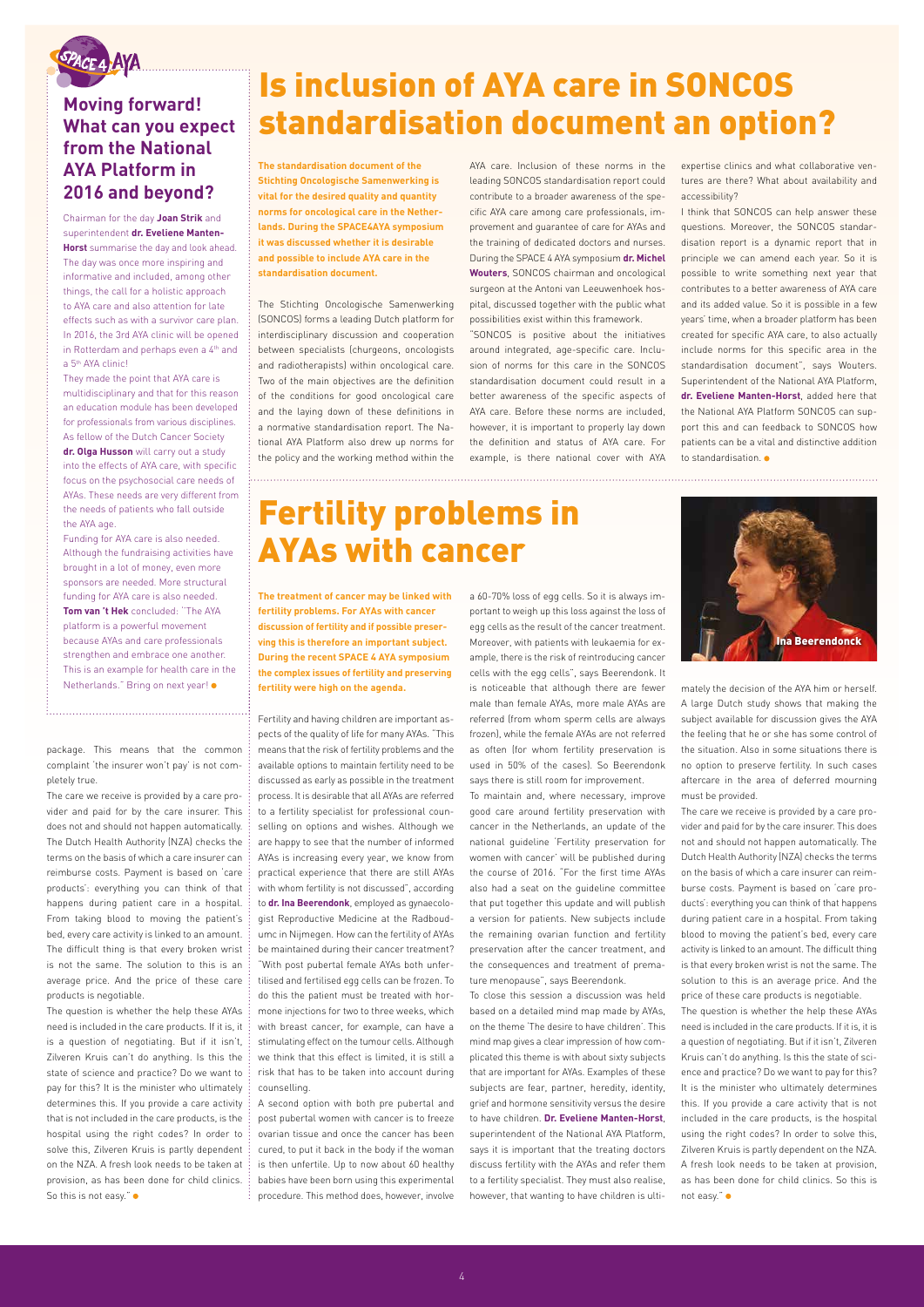## Moving forward! What can you expect from the National AYA Platform in 2016 and beyond?

Chairman for the day **Joan Strik** and superintendent **dr. Eveliene Manten-Horst** summarise the day and look ahead. The day was once more inspiring and informative and included, among other things, the call for a holistic approach to AYA care and also attention for late effects such as with a survivor care plan. In 2016, the 3rd AYA clinic will be opened in Rotterdam and perhaps even a 4th and a 5th AYA clinic!

They made the point that AYA care is multidisciplinary and that for this reason an education module has been developed for professionals from various disciplines. As fellow of the Dutch Cancer Society **dr. Olga Husson** will carry out a study into the effects of AYA care, with specific focus on the psychosocial care needs of AYAs. These needs are very different from the needs of patients who fall outside the AYA age.

Funding for AYA care is also needed. Although the fundraising activities have brought in a lot of money, even more sponsors are needed. More structural funding for AYA care is also needed. **Tom van 't Hek** concluded: "The AYA platform is a powerful movement because AYAs and care professionals strengthen and embrace one another. This is an example for health care in the Netherlands." Bring on next year!

package. This means that the common complaint 'the insurer won't pay' is not completely true.

The care we receive is provided by a care provider and paid for by the care insurer. This does not and should not happen automatically. The Dutch Health Authority (NZA) checks the terms on the basis of which a care insurer can reimburse costs. Payment is based on 'care products': everything you can think of that happens during patient care in a hospital. From taking blood to moving the patient's bed, every care activity is linked to an amount. The difficult thing is that every broken wrist is not the same. The solution to this is an average price. And the price of these care products is negotiable.

The question is whether the help these AYAs need is included in the care products. If it is, it is a question of negotiating. But if it isn't, Zilveren Kruis can't do anything. Is this the state of science and practice? Do we want to pay for this? It is the minister who ultimately determines this. If you provide a care activity that is not included in the care products, is the hospital using the right codes? In order to solve this, Zilveren Kruis is partly dependent on the NZA. A fresh look needs to be taken at provision, as has been done for child clinics. So this is not easy."

# Is inclusion of AYA care in SONCOS standardisation document an option?

**The standardisation document of the Stichting Oncologische Samenwerking is vital for the desired quality and quantity norms for oncological care in the Netherlands. During the SPACE4AYA symposium it was discussed whether it is desirable and possible to include AYA care in the standardisation document.**

The Stichting Oncologische Samenwerking (SONCOS) forms a leading Dutch platform for interdisciplinary discussion and cooperation between specialists (churgeons, oncologists and radiotherapists) within oncological care. Two of the main objectives are the definition of the conditions for good oncological care and the laying down of these definitions in a normative standardisation report. The National AYA Platform also drew up norms for the policy and the working method within the AYA care. Inclusion of these norms in the leading SONCOS standardisation report could contribute to a broader awareness of the specific AYA care among care professionals, improvement and guarantee of care for AYAs and the training of dedicated doctors and nurses. During the SPACE 4 AYA symposium **dr. Michel Wouters**, SONCOS chairman and oncological surgeon at the Antoni van Leeuwenhoek hospital, discussed together with the public what possibilities exist within this framework.

"SONCOS is positive about the initiatives around integrated, age-specific care. Inclusion of norms for this care in the SONCOS standardisation document could result in a better awareness of the specific aspects of AYA care. Before these norms are included, however, it is important to properly lay down the definition and status of AYA care. For example, is there national cover with AYA expertise clinics and what collaborative ventures are there? What about availability and accessibility?

I think that SONCOS can help answer these questions. Moreover, the SONCOS standardisation report is a dynamic report that in principle we can amend each year. So it is possible to write something next year that contributes to a better awareness of AYA care and its added value. So it is possible in a few years' time, when a broader platform has been created for specific AYA care, to also actually include norms for this specific area in the standardisation document", says Wouters. Superintendent of the National AYA Platform, **dr. Eveliene Manten-Horst**, added here that the National AYA Platform SONCOS can support this and can feedback to SONCOS how patients can be a vital and distinctive addition to standardisation.

# Fertility problems in AYAs with cancer

**The treatment of cancer may be linked with fertility problems. For AYAs with cancer discussion of fertility and if possible preserving this is therefore an important subject. During the recent SPACE 4 AYA symposium the complex issues of fertility and preserving fertility were high on the agenda.**

Fertility and having children are important aspects of the quality of life for many AYAs. "This means that the risk of fertility problems and the available options to maintain fertility need to be discussed as early as possible in the treatment process. It is desirable that all AYAs are referred to a fertility specialist for professional counselling on options and wishes. Although we are happy to see that the number of informed AYAs is increasing every year, we know from practical experience that there are still AYAs with whom fertility is not discussed", according to **dr. Ina Beerendonk**, employed as gynaecologist Reproductive Medicine at the Radboudumc in Nijmegen. How can the fertility of AYAs be maintained during their cancer treatment? "With post pubertal female AYAs both unfertilised and fertilised egg cells can be frozen. To do this the patient must be treated with hormone injections for two to three weeks, which with breast cancer, for example, can have a stimulating effect on the tumour cells. Although we think that this effect is limited, it is still a risk that has to be taken into account during counselling.

A second option with both pre pubertal and post pubertal women with cancer is to freeze ovarian tissue and once the cancer has been cured, to put it back in the body if the woman is then unfertile. Up to now about 60 healthy babies have been born using this experimental procedure. This method does, however, involve a 60-70% loss of egg cells. So it is always important to weigh up this loss against the loss of egg cells as the result of the cancer treatment. Moreover, with patients with leukaemia for example, there is the risk of reintroducing cancer cells with the egg cells", says Beerendonk. It is noticeable that although there are fewer male than female AYAs, more male AYAs are referred (from whom sperm cells are always frozen), while the female AYAs are not referred as often (for whom fertility preservation is used in 50% of the cases). So Beerendonk says there is still room for improvement.

To maintain and, where necessary, improve good care around fertility preservation with cancer in the Netherlands, an update of the national guideline 'Fertility preservation for women with cancer' will be published during the course of 2016. "For the first time AYAs also had a seat on the guideline committee that put together this update and will publish a version for patients. New subjects include the remaining ovarian function and fertility preservation after the cancer treatment, and the consequences and treatment of premature menopause", says Beerendonk.

To close this session a discussion was held based on a detailed mind map made by AYAs, on the theme 'The desire to have children'. This mind map gives a clear impression of how complicated this theme is with about sixty subjects that are important for AYAs. Examples of these subjects are fear, partner, heredity, identity, grief and hormone sensitivity versus the desire to have children. **Dr. Eveliene Manten-Horst**, superintendent of the National AYA Platform, says it is important that the treating doctors discuss fertility with the AYAs and refer them to a fertility specialist. They must also realise, however, that wanting to have children is ultimately the decision of the AYA him or herself. A large Dutch study shows that making the subject available for discussion gives the AYA the feeling that he or she has some control of the situation. Also in some situations there is no option to preserve fertility. In such cases aftercare in the area of deferred mourning must be provided.

Ina Beerendonck

The care we receive is provided by a care provider and paid for by the care insurer. This does not and should not happen automatically. The Dutch Health Authority (NZA) checks the terms on the basis of which a care insurer can reimburse costs. Payment is based on 'care products': everything you can think of that happens during patient care in a hospital. From taking blood to moving the patient's bed, every care activity is linked to an amount. The difficult thing is that every broken wrist is not the same. The solution to this is an average price. And the price of these care products is negotiable.

The question is whether the help these AYAs need is included in the care products. If it is, it is a question of negotiating. But if it isn't, Zilveren Kruis can't do anything. Is this the state of science and practice? Do we want to pay for this? It is the minister who ultimately determines this. If you provide a care activity that is not included in the care products, is the hospital using the right codes? In order to solve this, Zilveren Kruis is partly dependent on the NZA. A fresh look needs to be taken at provision, as has been done for child clinics. So this is not easy."